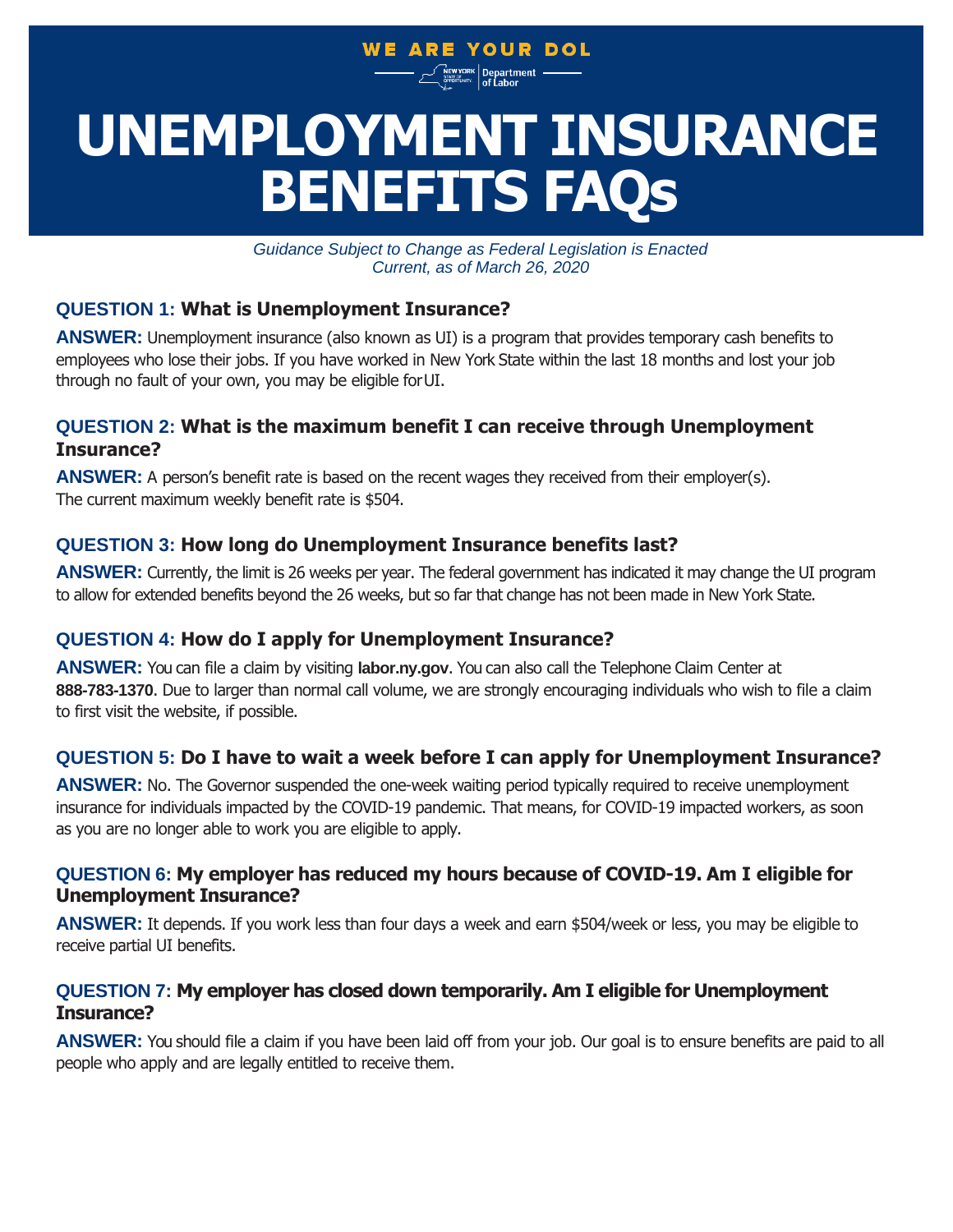WE ARE YOUR DOL

New York State Department of Labor

# UNEMPLOYMENT INSURANCE BENEFITS FAQs

*Guidance Subject to Change as Federal Legislation is Enacted*
*Current, as of March 26, 2020*

### QUESTION 1: What is Unemployment Insurance?

**ANSWER:** Unemployment insurance (also known as UI) is a program that provides temporary cash benefits to employees who lose their jobs. If you have worked in New York State within the last 18 months and lost your job through no fault of your own, you may be eligible for UI.

### QUESTION 2: What is the maximum benefit I can receive through Unemployment Insurance?

**ANSWER:** A person's benefit rate is based on the recent wages they received from their employer(s). The current maximum weekly benefit rate is $504.

### QUESTION 3: How long do Unemployment Insurance benefits last?

**ANSWER:** Currently, the limit is 26 weeks per year. The federal government has indicated it may change the UI program to allow for extended benefits beyond the 26 weeks, but so far that change has not been made in New York State.

### QUESTION 4: How do I apply for Unemployment Insurance?

**ANSWER:** You can file a claim by visiting **labor.ny.gov**. You can also call the Telephone Claim Center at **888-783-1370**. Due to larger than normal call volume, we are strongly encouraging individuals who wish to file a claim to first visit the website, if possible.

### QUESTION 5: Do I have to wait a week before I can apply for Unemployment Insurance?

**ANSWER:** No. The Governor suspended the one-week waiting period typically required to receive unemployment insurance for individuals impacted by the COVID-19 pandemic. That means, for COVID-19 impacted workers, as soon as you are no longer able to work you are eligible to apply.

### QUESTION 6: My employer has reduced my hours because of COVID-19. Am I eligible for Unemployment Insurance?

**ANSWER:** It depends. If you work less than four days a week and earn $504/week or less, you may be eligible to receive partial UI benefits.

### QUESTION 7: My employer has closed down temporarily. Am I eligible for Unemployment Insurance?

**ANSWER:** You should file a claim if you have been laid off from your job. Our goal is to ensure benefits are paid to all people who apply and are legally entitled to receive them.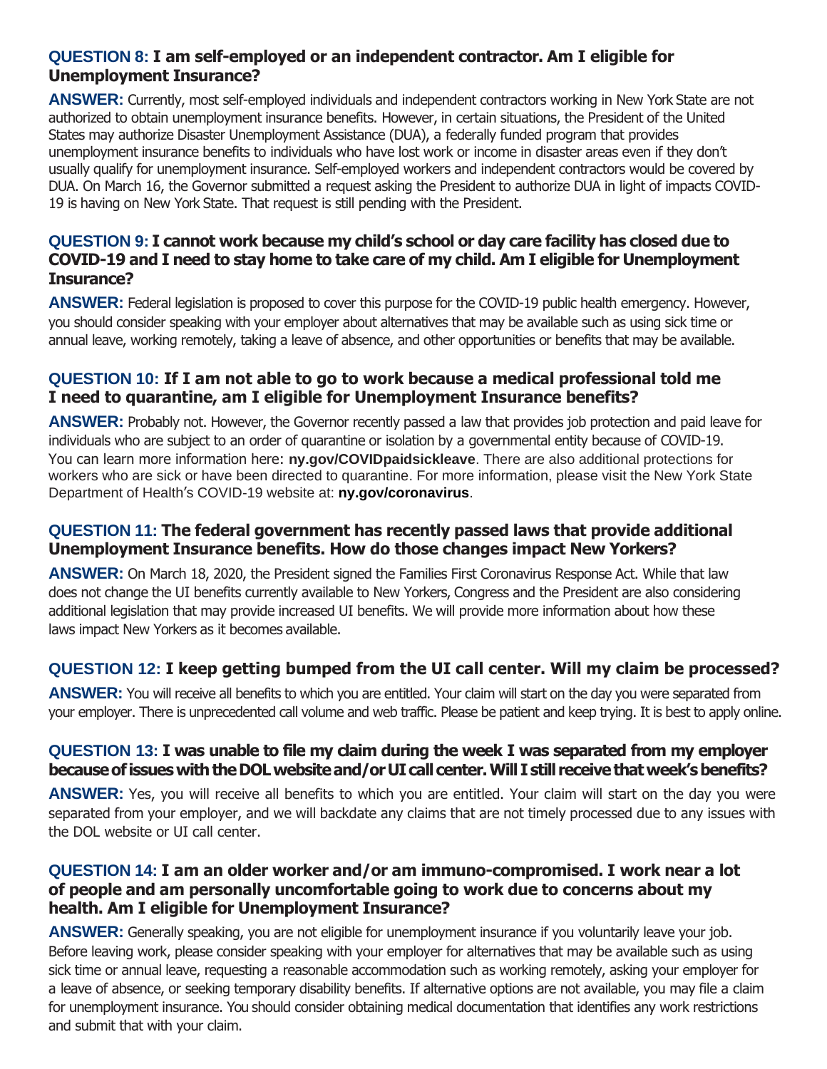### QUESTION 8: I am self-employed or an independent contractor. Am I eligible for Unemployment Insurance?

**ANSWER:** Currently, most self-employed individuals and independent contractors working in New York State are not authorized to obtain unemployment insurance benefits. However, in certain situations, the President of the United States may authorize Disaster Unemployment Assistance (DUA), a federally funded program that provides unemployment insurance benefits to individuals who have lost work or income in disaster areas even if they don't usually qualify for unemployment insurance. Self-employed workers and independent contractors would be covered by DUA. On March 16, the Governor submitted a request asking the President to authorize DUA in light of impacts COVID-19 is having on New York State. That request is still pending with the President.

### QUESTION 9: I cannot work because my child's school or day care facility has closed due to COVID-19 and I need to stay home to take care of my child. Am I eligible for Unemployment Insurance?

**ANSWER:** Federal legislation is proposed to cover this purpose for the COVID-19 public health emergency. However, you should consider speaking with your employer about alternatives that may be available such as using sick time or annual leave, working remotely, taking a leave of absence, and other opportunities or benefits that may be available.

### QUESTION 10: If I am not able to go to work because a medical professional told me I need to quarantine, am I eligible for Unemployment Insurance benefits?

**ANSWER:** Probably not. However, the Governor recently passed a law that provides job protection and paid leave for individuals who are subject to an order of quarantine or isolation by a governmental entity because of COVID-19. You can learn more information here: **ny.gov/COVIDpaidsickleave**. There are also additional protections for workers who are sick or have been directed to quarantine. For more information, please visit the New York State Department of Health's COVID-19 website at: **ny.gov/coronavirus**.

### QUESTION 11: The federal government has recently passed laws that provide additional Unemployment Insurance benefits. How do those changes impact New Yorkers?

**ANSWER:** On March 18, 2020, the President signed the Families First Coronavirus Response Act. While that law does not change the UI benefits currently available to New Yorkers, Congress and the President are also considering additional legislation that may provide increased UI benefits. We will provide more information about how these laws impact New Yorkers as it becomes available.

### QUESTION 12: I keep getting bumped from the UI call center. Will my claim be processed?

**ANSWER:** You will receive all benefits to which you are entitled. Your claim will start on the day you were separated from your employer. There is unprecedented call volume and web traffic. Please be patient and keep trying. It is best to apply online.

### QUESTION 13: I was unable to file my claim during the week I was separated from my employer because of issues with the DOL website and/or UI call center. Will I still receive that week's benefits?

**ANSWER:** Yes, you will receive all benefits to which you are entitled. Your claim will start on the day you were separated from your employer, and we will backdate any claims that are not timely processed due to any issues with the DOL website or UI call center.

### QUESTION 14: I am an older worker and/or am immuno-compromised. I work near a lot of people and am personally uncomfortable going to work due to concerns about my health. Am I eligible for Unemployment Insurance?

**ANSWER:** Generally speaking, you are not eligible for unemployment insurance if you voluntarily leave your job. Before leaving work, please consider speaking with your employer for alternatives that may be available such as using sick time or annual leave, requesting a reasonable accommodation such as working remotely, asking your employer for a leave of absence, or seeking temporary disability benefits. If alternative options are not available, you may file a claim for unemployment insurance. You should consider obtaining medical documentation that identifies any work restrictions and submit that with your claim.